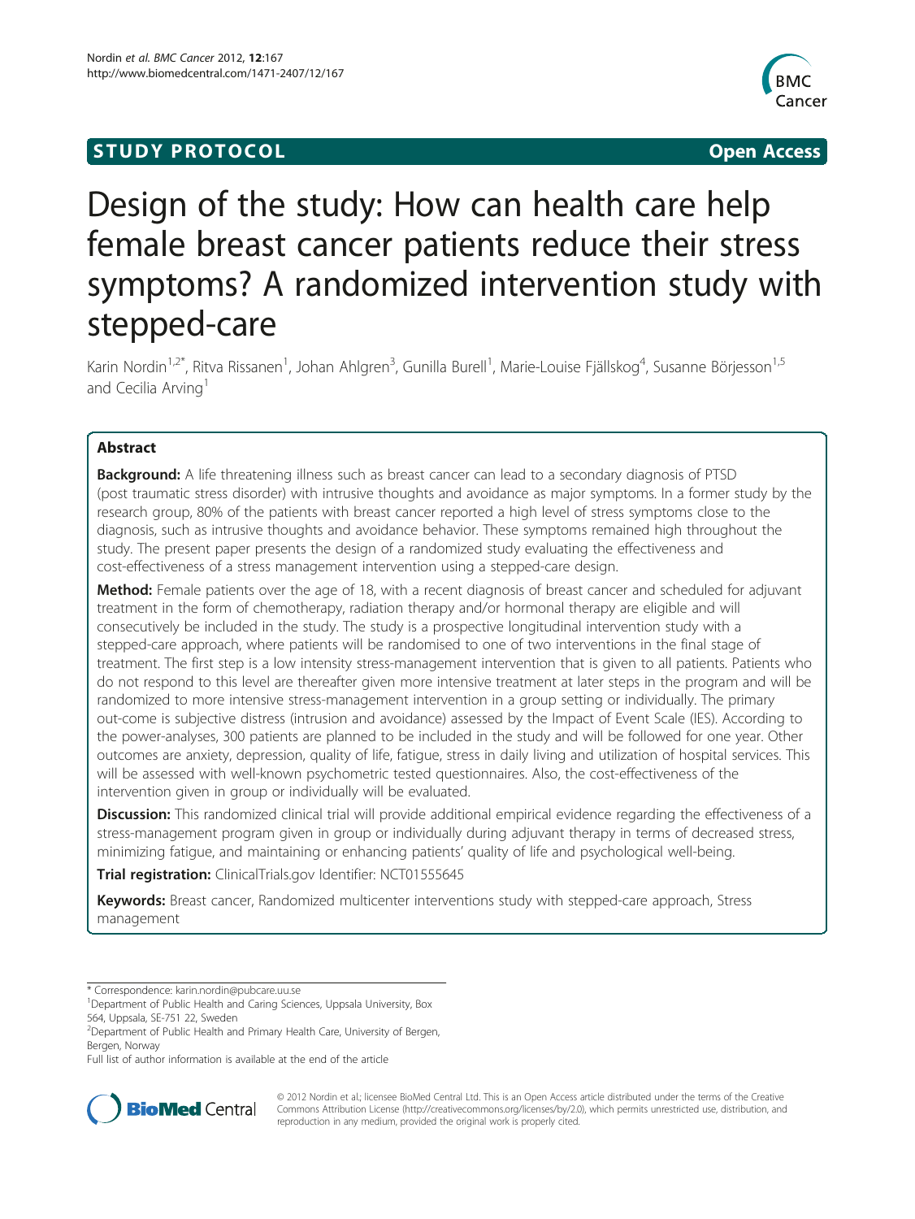STUDY PROTOCOL Open Access

# Design of the study: How can health care help female breast cancer patients reduce their stress symptoms? A randomized intervention study with stepped-care

Karin Nordin[1,2*], Ritva Rissanen[1], Johan Ahlgren[3], Gunilla Burell[1], Marie-Louise Fjällskog[4], Susanne Börjesson[1,5] and Cecilia Arving[1]

## Abstract

**Background:** A life threatening illness such as breast cancer can lead to a secondary diagnosis of PTSD (post traumatic stress disorder) with intrusive thoughts and avoidance as major symptoms. In a former study by the research group, 80% of the patients with breast cancer reported a high level of stress symptoms close to the diagnosis, such as intrusive thoughts and avoidance behavior. These symptoms remained high throughout the study. The present paper presents the design of a randomized study evaluating the effectiveness and cost-effectiveness of a stress management intervention using a stepped-care design.

**Method:** Female patients over the age of 18, with a recent diagnosis of breast cancer and scheduled for adjuvant treatment in the form of chemotherapy, radiation therapy and/or hormonal therapy are eligible and will consecutively be included in the study. The study is a prospective longitudinal intervention study with a stepped-care approach, where patients will be randomised to one of two interventions in the final stage of treatment. The first step is a low intensity stress-management intervention that is given to all patients. Patients who do not respond to this level are thereafter given more intensive treatment at later steps in the program and will be randomized to more intensive stress-management intervention in a group setting or individually. The primary out-come is subjective distress (intrusion and avoidance) assessed by the Impact of Event Scale (IES). According to the power-analyses, 300 patients are planned to be included in the study and will be followed for one year. Other outcomes are anxiety, depression, quality of life, fatigue, stress in daily living and utilization of hospital services. This will be assessed with well-known psychometric tested questionnaires. Also, the cost-effectiveness of the intervention given in group or individually will be evaluated.

**Discussion:** This randomized clinical trial will provide additional empirical evidence regarding the effectiveness of a stress-management program given in group or individually during adjuvant therapy in terms of decreased stress, minimizing fatigue, and maintaining or enhancing patients' quality of life and psychological well-being.

**Trial registration:** ClinicalTrials.gov Identifier: NCT01555645

**Keywords:** Breast cancer, Randomized multicenter interventions study with stepped-care approach, Stress management

\* Correspondence: karin.nordin@pubcare.uu.se
[1]Department of Public Health and Caring Sciences, Uppsala University, Box 564, Uppsala, SE-751 22, Sweden
[2]Department of Public Health and Primary Health Care, University of Bergen, Bergen, Norway
Full list of author information is available at the end of the article

© 2012 Nordin et al.; licensee BioMed Central Ltd. This is an Open Access article distributed under the terms of the Creative Commons Attribution License (http://creativecommons.org/licenses/by/2.0), which permits unrestricted use, distribution, and reproduction in any medium, provided the original work is properly cited.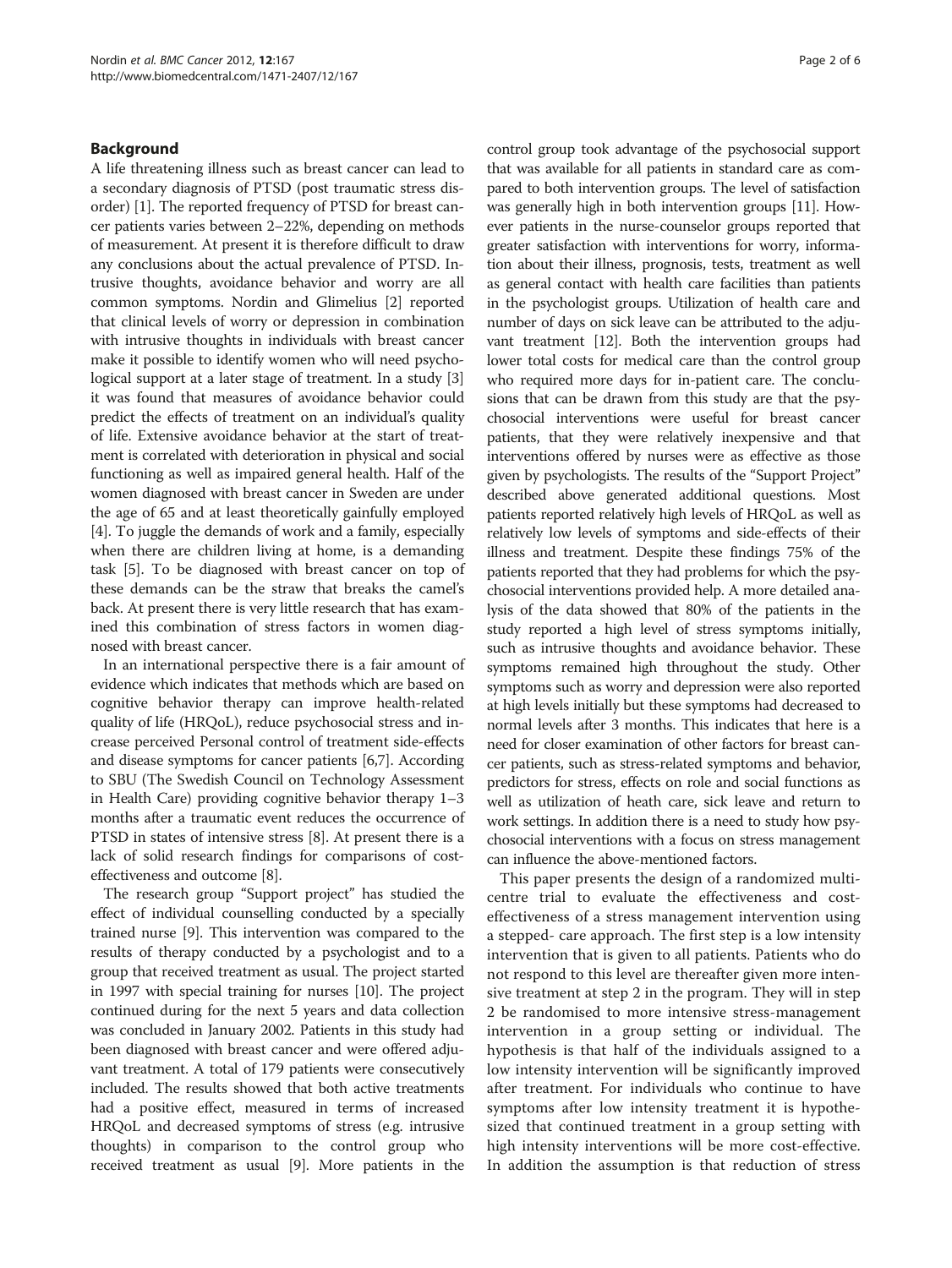## Background

A life threatening illness such as breast cancer can lead to a secondary diagnosis of PTSD (post traumatic stress disorder) [1]. The reported frequency of PTSD for breast cancer patients varies between 2–22%, depending on methods of measurement. At present it is therefore difficult to draw any conclusions about the actual prevalence of PTSD. Intrusive thoughts, avoidance behavior and worry are all common symptoms. Nordin and Glimelius [2] reported that clinical levels of worry or depression in combination with intrusive thoughts in individuals with breast cancer make it possible to identify women who will need psychological support at a later stage of treatment. In a study [3] it was found that measures of avoidance behavior could predict the effects of treatment on an individual's quality of life. Extensive avoidance behavior at the start of treatment is correlated with deterioration in physical and social functioning as well as impaired general health. Half of the women diagnosed with breast cancer in Sweden are under the age of 65 and at least theoretically gainfully employed [4]. To juggle the demands of work and a family, especially when there are children living at home, is a demanding task [5]. To be diagnosed with breast cancer on top of these demands can be the straw that breaks the camel's back. At present there is very little research that has examined this combination of stress factors in women diagnosed with breast cancer.

In an international perspective there is a fair amount of evidence which indicates that methods which are based on cognitive behavior therapy can improve health-related quality of life (HRQoL), reduce psychosocial stress and increase perceived Personal control of treatment side-effects and disease symptoms for cancer patients [6,7]. According to SBU (The Swedish Council on Technology Assessment in Health Care) providing cognitive behavior therapy 1–3 months after a traumatic event reduces the occurrence of PTSD in states of intensive stress [8]. At present there is a lack of solid research findings for comparisons of cost-effectiveness and outcome [8].

The research group "Support project" has studied the effect of individual counselling conducted by a specially trained nurse [9]. This intervention was compared to the results of therapy conducted by a psychologist and to a group that received treatment as usual. The project started in 1997 with special training for nurses [10]. The project continued during for the next 5 years and data collection was concluded in January 2002. Patients in this study had been diagnosed with breast cancer and were offered adjuvant treatment. A total of 179 patients were consecutively included. The results showed that both active treatments had a positive effect, measured in terms of increased HRQoL and decreased symptoms of stress (e.g. intrusive thoughts) in comparison to the control group who received treatment as usual [9]. More patients in the control group took advantage of the psychosocial support that was available for all patients in standard care as compared to both intervention groups. The level of satisfaction was generally high in both intervention groups [11]. However patients in the nurse-counselor groups reported that greater satisfaction with interventions for worry, information about their illness, prognosis, tests, treatment as well as general contact with health care facilities than patients in the psychologist groups. Utilization of health care and number of days on sick leave can be attributed to the adjuvant treatment [12]. Both the intervention groups had lower total costs for medical care than the control group who required more days for in-patient care. The conclusions that can be drawn from this study are that the psychosocial interventions were useful for breast cancer patients, that they were relatively inexpensive and that interventions offered by nurses were as effective as those given by psychologists. The results of the "Support Project" described above generated additional questions. Most patients reported relatively high levels of HRQoL as well as relatively low levels of symptoms and side-effects of their illness and treatment. Despite these findings 75% of the patients reported that they had problems for which the psychosocial interventions provided help. A more detailed analysis of the data showed that 80% of the patients in the study reported a high level of stress symptoms initially, such as intrusive thoughts and avoidance behavior. These symptoms remained high throughout the study. Other symptoms such as worry and depression were also reported at high levels initially but these symptoms had decreased to normal levels after 3 months. This indicates that here is a need for closer examination of other factors for breast cancer patients, such as stress-related symptoms and behavior, predictors for stress, effects on role and social functions as well as utilization of heath care, sick leave and return to work settings. In addition there is a need to study how psychosocial interventions with a focus on stress management can influence the above-mentioned factors.

This paper presents the design of a randomized multicentre trial to evaluate the effectiveness and cost-effectiveness of a stress management intervention using a stepped- care approach. The first step is a low intensity intervention that is given to all patients. Patients who do not respond to this level are thereafter given more intensive treatment at step 2 in the program. They will in step 2 be randomised to more intensive stress-management intervention in a group setting or individual. The hypothesis is that half of the individuals assigned to a low intensity intervention will be significantly improved after treatment. For individuals who continue to have symptoms after low intensity treatment it is hypothesized that continued treatment in a group setting with high intensity interventions will be more cost-effective. In addition the assumption is that reduction of stress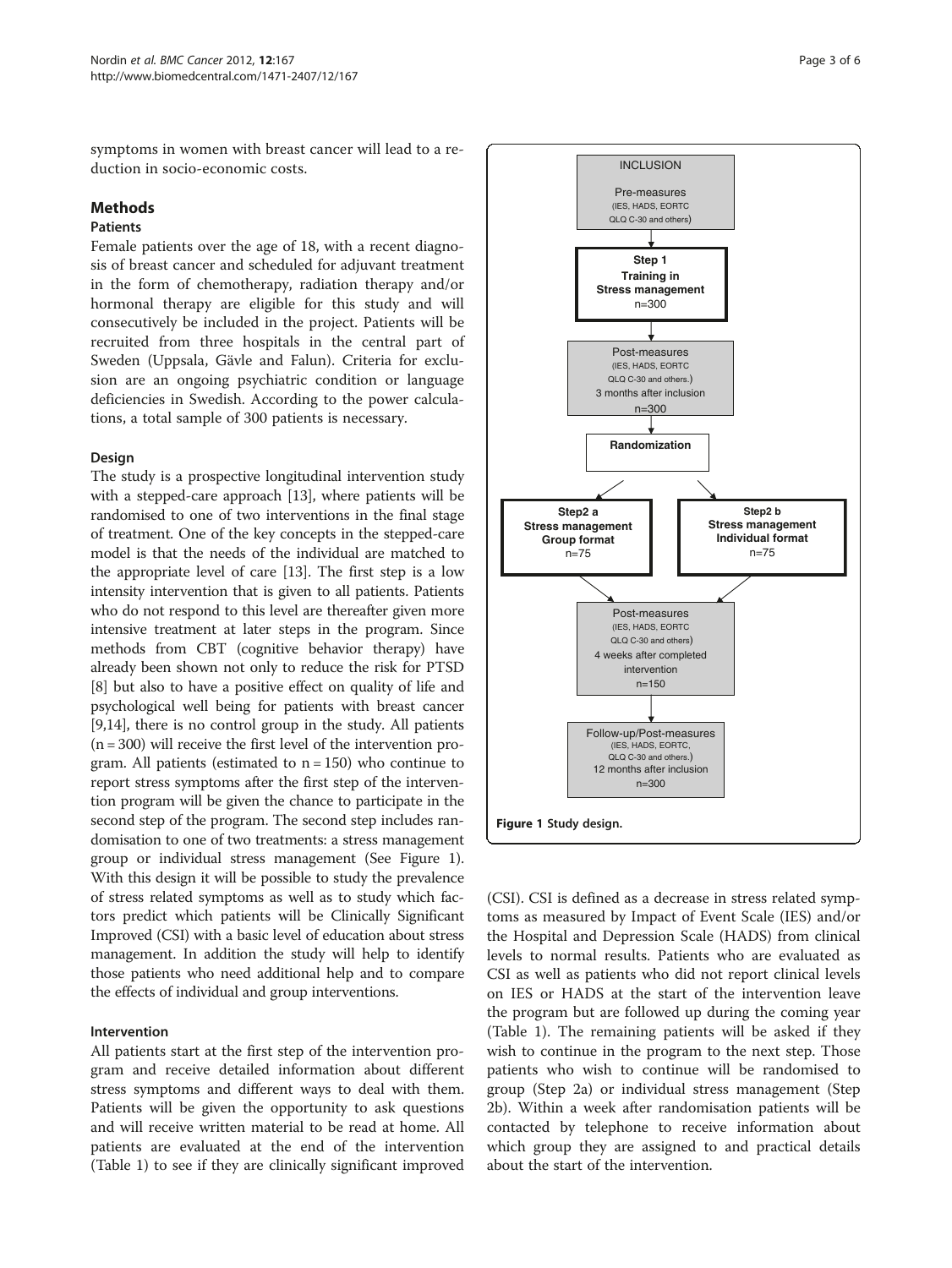symptoms in women with breast cancer will lead to a reduction in socio-economic costs.

## Methods

### Patients

Female patients over the age of 18, with a recent diagnosis of breast cancer and scheduled for adjuvant treatment in the form of chemotherapy, radiation therapy and/or hormonal therapy are eligible for this study and will consecutively be included in the project. Patients will be recruited from three hospitals in the central part of Sweden (Uppsala, Gävle and Falun). Criteria for exclusion are an ongoing psychiatric condition or language deficiencies in Swedish. According to the power calculations, a total sample of 300 patients is necessary.

### Design

The study is a prospective longitudinal intervention study with a stepped-care approach [13], where patients will be randomised to one of two interventions in the final stage of treatment. One of the key concepts in the stepped-care model is that the needs of the individual are matched to the appropriate level of care [13]. The first step is a low intensity intervention that is given to all patients. Patients who do not respond to this level are thereafter given more intensive treatment at later steps in the program. Since methods from CBT (cognitive behavior therapy) have already been shown not only to reduce the risk for PTSD [8] but also to have a positive effect on quality of life and psychological well being for patients with breast cancer [9,14], there is no control group in the study. All patients (n = 300) will receive the first level of the intervention program. All patients (estimated to n = 150) who continue to report stress symptoms after the first step of the intervention program will be given the chance to participate in the second step of the program. The second step includes randomisation to one of two treatments: a stress management group or individual stress management (See Figure 1). With this design it will be possible to study the prevalence of stress related symptoms as well as to study which factors predict which patients will be Clinically Significant Improved (CSI) with a basic level of education about stress management. In addition the study will help to identify those patients who need additional help and to compare the effects of individual and group interventions.

**Figure 1** Study design.

### Intervention

All patients start at the first step of the intervention program and receive detailed information about different stress symptoms and different ways to deal with them. Patients will be given the opportunity to ask questions and will receive written material to be read at home. All patients are evaluated at the end of the intervention (Table 1) to see if they are clinically significant improved (CSI). CSI is defined as a decrease in stress related symptoms as measured by Impact of Event Scale (IES) and/or the Hospital and Depression Scale (HADS) from clinical levels to normal results. Patients who are evaluated as CSI as well as patients who did not report clinical levels on IES or HADS at the start of the intervention leave the program but are followed up during the coming year (Table 1). The remaining patients will be asked if they wish to continue in the program to the next step. Those patients who wish to continue will be randomised to group (Step 2a) or individual stress management (Step 2b). Within a week after randomisation patients will be contacted by telephone to receive information about which group they are assigned to and practical details about the start of the intervention.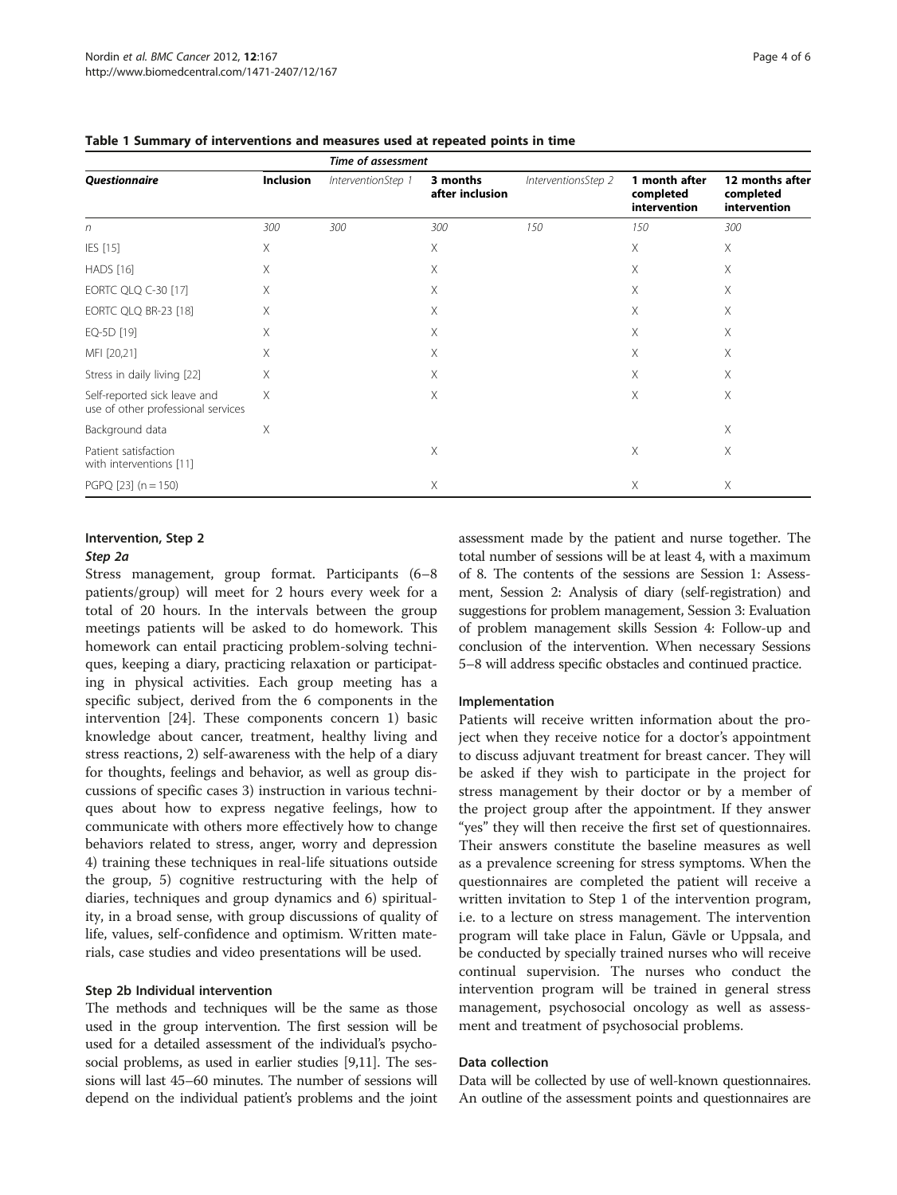**Table 1 Summary of interventions and measures used at repeated points in time**

| | Time of assessment | | | | | |
|---|---|---|---|---|---|---|
| ***Questionnaire*** | **Inclusion** | *InterventionStep 1* | **3 months after inclusion** | *InterventionsStep 2* | **1 month after completed intervention** | **12 months after completed intervention** |
| *n* | *300* | *300* | *300* | *150* | *150* | *300* |
| IES [15] | X | | X | | X | X |
| HADS [16] | X | | X | | X | X |
| EORTC QLQ C-30 [17] | X | | X | | X | X |
| EORTC QLQ BR-23 [18] | X | | X | | X | X |
| EQ-5D [19] | X | | X | | X | X |
| MFI [20,21] | X | | X | | X | X |
| Stress in daily living [22] | X | | X | | X | X |
| Self-reported sick leave and use of other professional services | X | | X | | X | X |
| Background data | X | | | | | X |
| Patient satisfaction with interventions [11] | | | X | | X | X |
| PGPQ [23] (n = 150) | | | X | | X | X |

### Intervention, Step 2

#### *Step 2a*

Stress management, group format. Participants (6–8 patients/group) will meet for 2 hours every week for a total of 20 hours. In the intervals between the group meetings patients will be asked to do homework. This homework can entail practicing problem-solving techniques, keeping a diary, practicing relaxation or participating in physical activities. Each group meeting has a specific subject, derived from the 6 components in the intervention [24]. These components concern 1) basic knowledge about cancer, treatment, healthy living and stress reactions, 2) self-awareness with the help of a diary for thoughts, feelings and behavior, as well as group discussions of specific cases 3) instruction in various techniques about how to express negative feelings, how to communicate with others more effectively how to change behaviors related to stress, anger, worry and depression 4) training these techniques in real-life situations outside the group, 5) cognitive restructuring with the help of diaries, techniques and group dynamics and 6) spirituality, in a broad sense, with group discussions of quality of life, values, self-confidence and optimism. Written materials, case studies and video presentations will be used.

#### Step 2b Individual intervention

The methods and techniques will be the same as those used in the group intervention. The first session will be used for a detailed assessment of the individual's psychosocial problems, as used in earlier studies [9,11]. The sessions will last 45–60 minutes. The number of sessions will depend on the individual patient's problems and the joint assessment made by the patient and nurse together. The total number of sessions will be at least 4, with a maximum of 8. The contents of the sessions are Session 1: Assessment, Session 2: Analysis of diary (self-registration) and suggestions for problem management, Session 3: Evaluation of problem management skills Session 4: Follow-up and conclusion of the intervention. When necessary Sessions 5–8 will address specific obstacles and continued practice.

### Implementation

Patients will receive written information about the project when they receive notice for a doctor's appointment to discuss adjuvant treatment for breast cancer. They will be asked if they wish to participate in the project for stress management by their doctor or by a member of the project group after the appointment. If they answer "yes" they will then receive the first set of questionnaires. Their answers constitute the baseline measures as well as a prevalence screening for stress symptoms. When the questionnaires are completed the patient will receive a written invitation to Step 1 of the intervention program, i.e. to a lecture on stress management. The intervention program will take place in Falun, Gävle or Uppsala, and be conducted by specially trained nurses who will receive continual supervision. The nurses who conduct the intervention program will be trained in general stress management, psychosocial oncology as well as assessment and treatment of psychosocial problems.

### Data collection

Data will be collected by use of well-known questionnaires. An outline of the assessment points and questionnaires are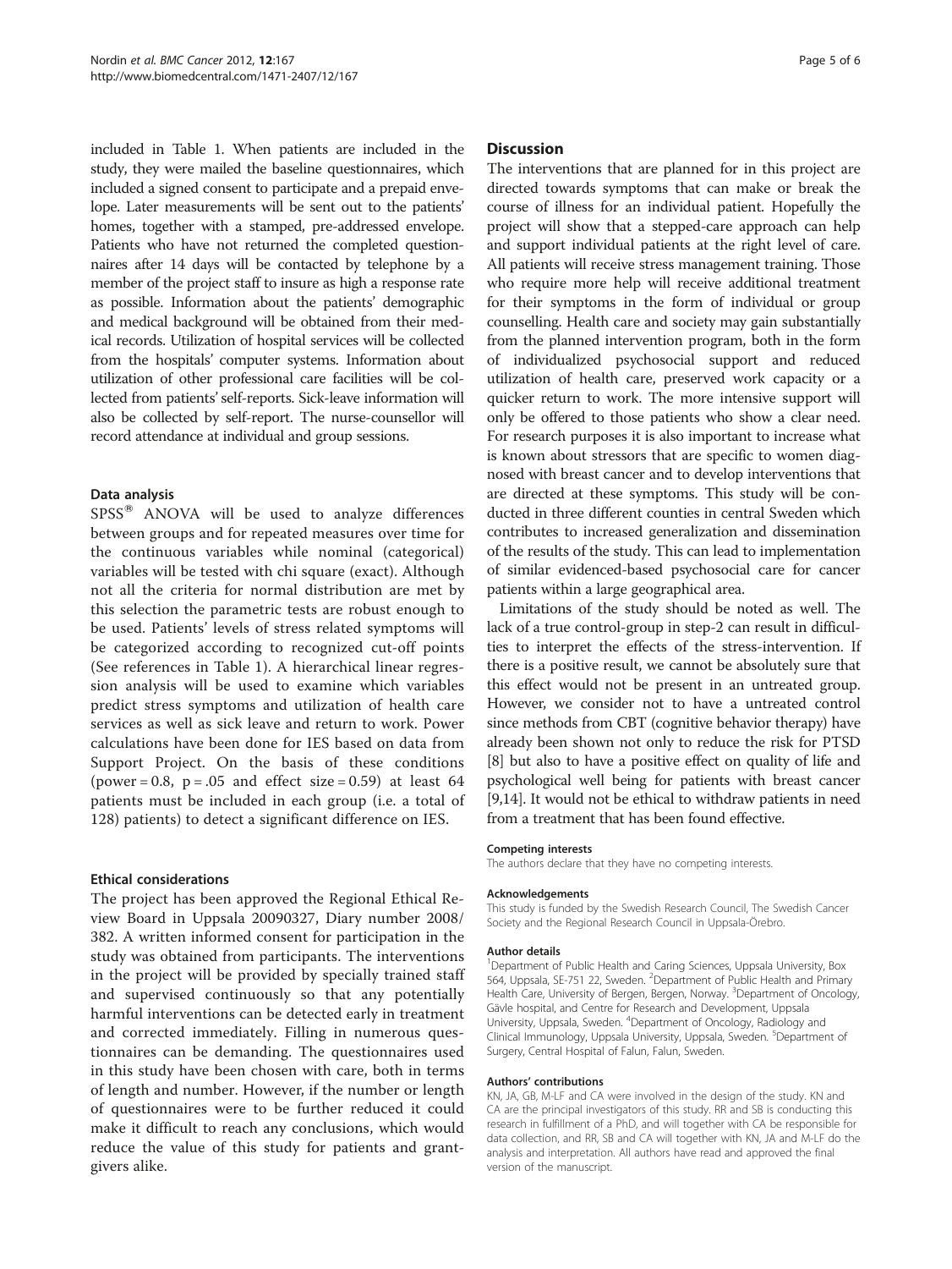included in Table 1. When patients are included in the study, they were mailed the baseline questionnaires, which included a signed consent to participate and a prepaid envelope. Later measurements will be sent out to the patients' homes, together with a stamped, pre-addressed envelope. Patients who have not returned the completed questionnaires after 14 days will be contacted by telephone by a member of the project staff to insure as high a response rate as possible. Information about the patients' demographic and medical background will be obtained from their medical records. Utilization of hospital services will be collected from the hospitals' computer systems. Information about utilization of other professional care facilities will be collected from patients' self-reports. Sick-leave information will also be collected by self-report. The nurse-counsellor will record attendance at individual and group sessions.

### Data analysis

SPSS® ANOVA will be used to analyze differences between groups and for repeated measures over time for the continuous variables while nominal (categorical) variables will be tested with chi square (exact). Although not all the criteria for normal distribution are met by this selection the parametric tests are robust enough to be used. Patients' levels of stress related symptoms will be categorized according to recognized cut-off points (See references in Table 1). A hierarchical linear regression analysis will be used to examine which variables predict stress symptoms and utilization of health care services as well as sick leave and return to work. Power calculations have been done for IES based on data from Support Project. On the basis of these conditions (power = 0.8, $p = .05$ and effect size = 0.59) at least 64 patients must be included in each group (i.e. a total of 128) patients) to detect a significant difference on IES.

### Ethical considerations

The project has been approved the Regional Ethical Review Board in Uppsala 20090327, Diary number 2008/382. A written informed consent for participation in the study was obtained from participants. The interventions in the project will be provided by specially trained staff and supervised continuously so that any potentially harmful interventions can be detected early in treatment and corrected immediately. Filling in numerous questionnaires can be demanding. The questionnaires used in this study have been chosen with care, both in terms of length and number. However, if the number or length of questionnaires were to be further reduced it could make it difficult to reach any conclusions, which would reduce the value of this study for patients and grant-givers alike.

## Discussion

The interventions that are planned for in this project are directed towards symptoms that can make or break the course of illness for an individual patient. Hopefully the project will show that a stepped-care approach can help and support individual patients at the right level of care. All patients will receive stress management training. Those who require more help will receive additional treatment for their symptoms in the form of individual or group counselling. Health care and society may gain substantially from the planned intervention program, both in the form of individualized psychosocial support and reduced utilization of health care, preserved work capacity or a quicker return to work. The more intensive support will only be offered to those patients who show a clear need. For research purposes it is also important to increase what is known about stressors that are specific to women diagnosed with breast cancer and to develop interventions that are directed at these symptoms. This study will be conducted in three different counties in central Sweden which contributes to increased generalization and dissemination of the results of the study. This can lead to implementation of similar evidenced-based psychosocial care for cancer patients within a large geographical area.

Limitations of the study should be noted as well. The lack of a true control-group in step-2 can result in difficulties to interpret the effects of the stress-intervention. If there is a positive result, we cannot be absolutely sure that this effect would not be present in an untreated group. However, we consider not to have a untreated control since methods from CBT (cognitive behavior therapy) have already been shown not only to reduce the risk for PTSD [8] but also to have a positive effect on quality of life and psychological well being for patients with breast cancer [9,14]. It would not be ethical to withdraw patients in need from a treatment that has been found effective.

#### Competing interests

The authors declare that they have no competing interests.

#### Acknowledgements

This study is funded by the Swedish Research Council, The Swedish Cancer Society and the Regional Research Council in Uppsala-Örebro.

#### Author details

[1]Department of Public Health and Caring Sciences, Uppsala University, Box 564, Uppsala, SE-751 22, Sweden. [2]Department of Public Health and Primary Health Care, University of Bergen, Bergen, Norway. [3]Department of Oncology, Gävle hospital, and Centre for Research and Development, Uppsala University, Uppsala, Sweden. [4]Department of Oncology, Radiology and Clinical Immunology, Uppsala University, Uppsala, Sweden. [5]Department of Surgery, Central Hospital of Falun, Falun, Sweden.

#### Authors' contributions

KN, JA, GB, M-LF and CA were involved in the design of the study. KN and CA are the principal investigators of this study. RR and SB is conducting this research in fulfillment of a PhD, and will together with CA be responsible for data collection, and RR, SB and CA will together with KN, JA and M-LF do the analysis and interpretation. All authors have read and approved the final version of the manuscript.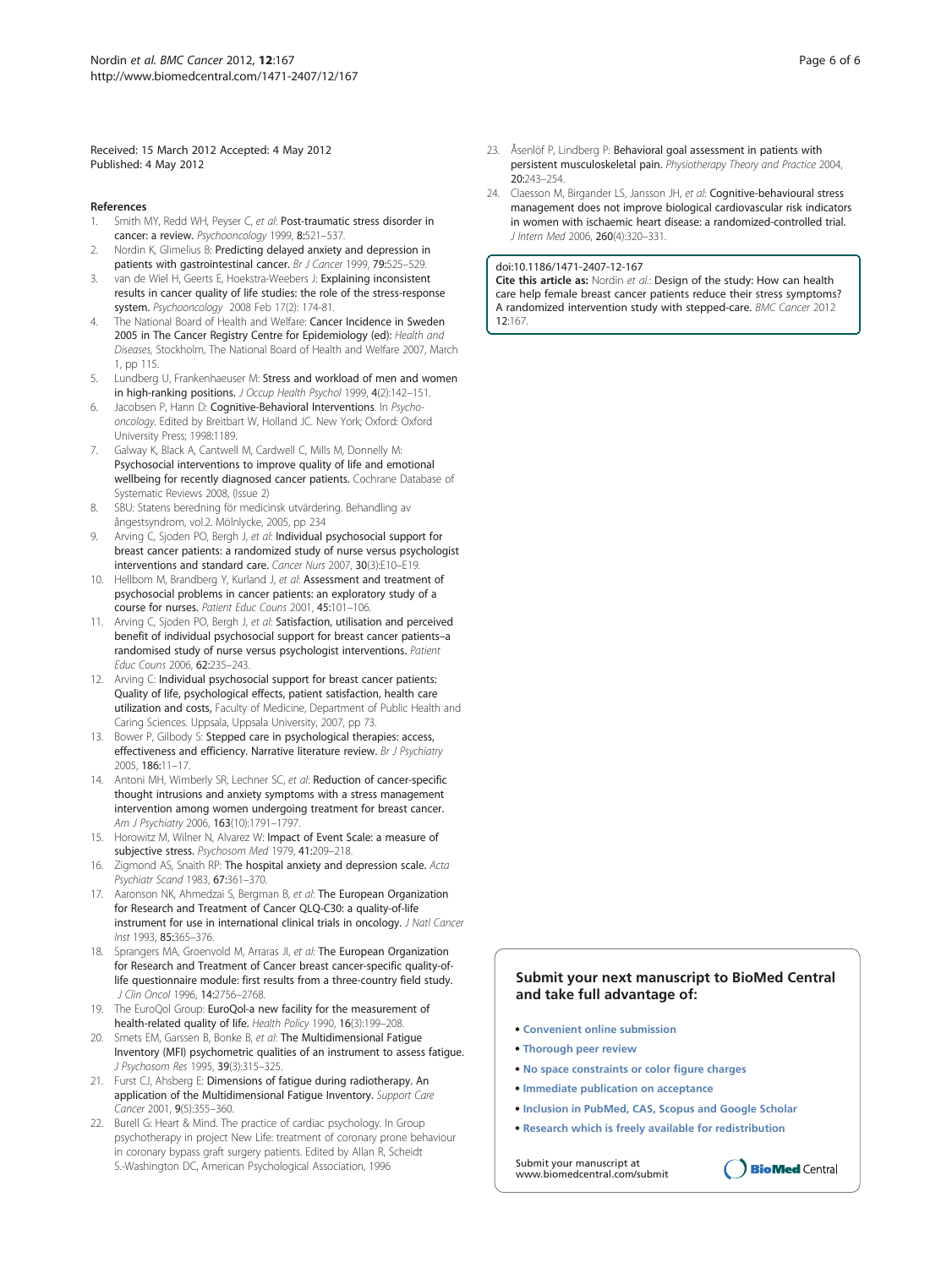Received: 15 March 2012 Accepted: 4 May 2012
Published: 4 May 2012

## References

1. Smith MY, Redd WH, Peyser C, *et al*: **Post-traumatic stress disorder in cancer: a review.** *Psychooncology* 1999, **8:**521–537.
2. Nordin K, Glimelius B: **Predicting delayed anxiety and depression in patients with gastrointestinal cancer.** *Br J Cancer* 1999, **79:**525–529.
3. van de Wiel H, Geerts E, Hoekstra-Weebers J: **Explaining inconsistent results in cancer quality of life studies: the role of the stress-response system.** *Psychooncology* 2008 Feb 17(2): 174-81.
4. The National Board of Health and Welfare: **Cancer Incidence in Sweden 2005 in The Cancer Registry Centre for Epidemiology (ed):** *Health and Diseases,* Stockholm, The National Board of Health and Welfare 2007, March 1, pp 115.
5. Lundberg U, Frankenhaeuser M: **Stress and workload of men and women in high-ranking positions.** *J Occup Health Psychol* 1999, **4**(2):142–151.
6. Jacobsen P, Hann D: **Cognitive-Behavioral Interventions**. In *Psycho-oncology*. Edited by Breitbart W, Holland JC. New York; Oxford: Oxford University Press; 1998:1189.
7. Galway K, Black A, Cantwell M, Cardwell C, Mills M, Donnelly M: **Psychosocial interventions to improve quality of life and emotional wellbeing for recently diagnosed cancer patients.** Cochrane Database of Systematic Reviews 2008, (Issue 2)
8. SBU: Statens beredning för medicinsk utvärdering. Behandling av ångestsyndrom, vol.2. Mölnlycke, 2005, pp 234
9. Arving C, Sjoden PO, Bergh J, *et al*: **Individual psychosocial support for breast cancer patients: a randomized study of nurse versus psychologist interventions and standard care.** *Cancer Nurs* 2007, **30**(3):E10–E19.
10. Hellbom M, Brandberg Y, Kurland J, *et al*: **Assessment and treatment of psychosocial problems in cancer patients: an exploratory study of a course for nurses.** *Patient Educ Couns* 2001, **45:**101–106.
11. Arving C, Sjoden PO, Bergh J, *et al*: **Satisfaction, utilisation and perceived benefit of individual psychosocial support for breast cancer patients–a randomised study of nurse versus psychologist interventions.** *Patient Educ Couns* 2006, **62:**235–243.
12. Arving C: **Individual psychosocial support for breast cancer patients: Quality of life, psychological effects, patient satisfaction, health care utilization and costs,** Faculty of Medicine, Department of Public Health and Caring Sciences. Uppsala, Uppsala University, 2007, pp 73.
13. Bower P, Gilbody S: **Stepped care in psychological therapies: access, effectiveness and efficiency. Narrative literature review.** *Br J Psychiatry* 2005, **186:**11–17.
14. Antoni MH, Wimberly SR, Lechner SC, *et al*: **Reduction of cancer-specific thought intrusions and anxiety symptoms with a stress management intervention among women undergoing treatment for breast cancer.** *Am J Psychiatry* 2006, **163**(10):1791–1797.
15. Horowitz M, Wilner N, Alvarez W: **Impact of Event Scale: a measure of subjective stress.** *Psychosom Med* 1979, **41:**209–218.
16. Zigmond AS, Snaith RP: **The hospital anxiety and depression scale.** *Acta Psychiatr Scand* 1983, **67:**361–370.
17. Aaronson NK, Ahmedzai S, Bergman B, *et al*: **The European Organization for Research and Treatment of Cancer QLQ-C30: a quality-of-life instrument for use in international clinical trials in oncology.** *J Natl Cancer Inst* 1993, **85:**365–376.
18. Sprangers MA, Groenvold M, Arraras JI, *et al*: **The European Organization for Research and Treatment of Cancer breast cancer-specific quality-of-life questionnaire module: first results from a three-country field study.** *J Clin Oncol* 1996, **14:**2756–2768.
19. The EuroQol Group: **EuroQol-a new facility for the measurement of health-related quality of life.** *Health Policy* 1990, **16**(3):199–208.
20. Smets EM, Garssen B, Bonke B, *et al*: **The Multidimensional Fatigue Inventory (MFI) psychometric qualities of an instrument to assess fatigue.** *J Psychosom Res* 1995, **39**(3):315–325.
21. Furst CJ, Ahsberg E: **Dimensions of fatigue during radiotherapy. An application of the Multidimensional Fatigue Inventory.** *Support Care Cancer* 2001, **9**(5):355–360.
22. Burell G: Heart & Mind. The practice of cardiac psychology. In Group psychotherapy in project New Life: treatment of coronary prone behaviour in coronary bypass graft surgery patients. Edited by Allan R, Scheidt S.-Washington DC, American Psychological Association, 1996
23. Åsenlöf P, Lindberg P: **Behavioral goal assessment in patients with persistent musculoskeletal pain.** *Physiotherapy Theory and Practice* 2004, **20:**243–254.
24. Claesson M, Birgander LS, Jansson JH, *et al*: **Cognitive-behavioural stress management does not improve biological cardiovascular risk indicators in women with ischaemic heart disease: a randomized-controlled trial.** *J Intern Med* 2006, **260**(4):320–331.

doi:10.1186/1471-2407-12-167

**Cite this article as:** Nordin *et al.*: Design of the study: How can health care help female breast cancer patients reduce their stress symptoms? A randomized intervention study with stepped-care. *BMC Cancer* 2012 12:167.

**Submit your next manuscript to BioMed Central and take full advantage of:**

- **Convenient online submission**
- **Thorough peer review**
- **No space constraints or color figure charges**
- **Immediate publication on acceptance**
- **Inclusion in PubMed, CAS, Scopus and Google Scholar**
- **Research which is freely available for redistribution**

Submit your manuscript at www.biomedcentral.com/submit

BioMed Central